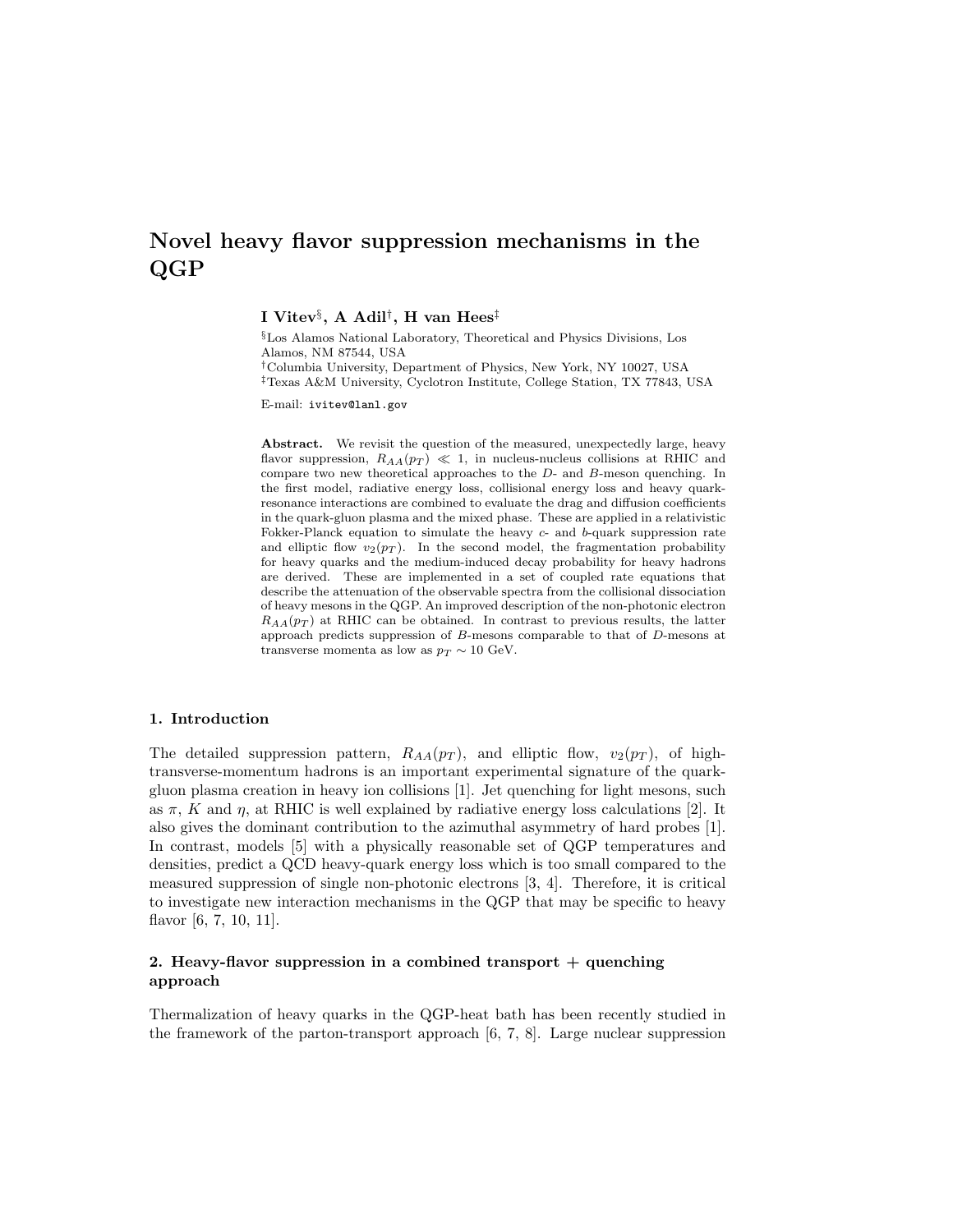# Novel heavy flavor suppression mechanisms in the QGP

**I Vitev[§], A Adil[†], H van Hees[‡]**

[§]Los Alamos National Laboratory, Theoretical and Physics Divisions, Los Alamos, NM 87544, USA

[†]Columbia University, Department of Physics, New York, NY 10027, USA

[‡]Texas A&M University, Cyclotron Institute, College Station, TX 77843, USA

E-mail: ivitev@lanl.gov

**Abstract.** We revisit the question of the measured, unexpectedly large, heavy flavor suppression, $R_{AA}(p_T) \ll 1$, in nucleus-nucleus collisions at RHIC and compare two new theoretical approaches to the $D$- and $B$-meson quenching. In the first model, radiative energy loss, collisional energy loss and heavy quark-resonance interactions are combined to evaluate the drag and diffusion coefficients in the quark-gluon plasma and the mixed phase. These are applied in a relativistic Fokker-Planck equation to simulate the heavy $c$- and $b$-quark suppression rate and elliptic flow $v_2(p_T)$. In the second model, the fragmentation probability for heavy quarks and the medium-induced decay probability for heavy hadrons are derived. These are implemented in a set of coupled rate equations that describe the attenuation of the observable spectra from the collisional dissociation of heavy mesons in the QGP. An improved description of the non-photonic electron $R_{AA}(p_T)$ at RHIC can be obtained. In contrast to previous results, the latter approach predicts suppression of $B$-mesons comparable to that of $D$-mesons at transverse momenta as low as $p_T \sim 10$ GeV.

## 1. Introduction

The detailed suppression pattern, $R_{AA}(p_T)$, and elliptic flow, $v_2(p_T)$, of high-transverse-momentum hadrons is an important experimental signature of the quark-gluon plasma creation in heavy ion collisions [1]. Jet quenching for light mesons, such as $\pi$, $K$ and $\eta$, at RHIC is well explained by radiative energy loss calculations [2]. It also gives the dominant contribution to the azimuthal asymmetry of hard probes [1]. In contrast, models [5] with a physically reasonable set of QGP temperatures and densities, predict a QCD heavy-quark energy loss which is too small compared to the measured suppression of single non-photonic electrons [3, 4]. Therefore, it is critical to investigate new interaction mechanisms in the QGP that may be specific to heavy flavor [6, 7, 10, 11].

## 2. Heavy-flavor suppression in a combined transport + quenching approach

Thermalization of heavy quarks in the QGP-heat bath has been recently studied in the framework of the parton-transport approach [6, 7, 8]. Large nuclear suppression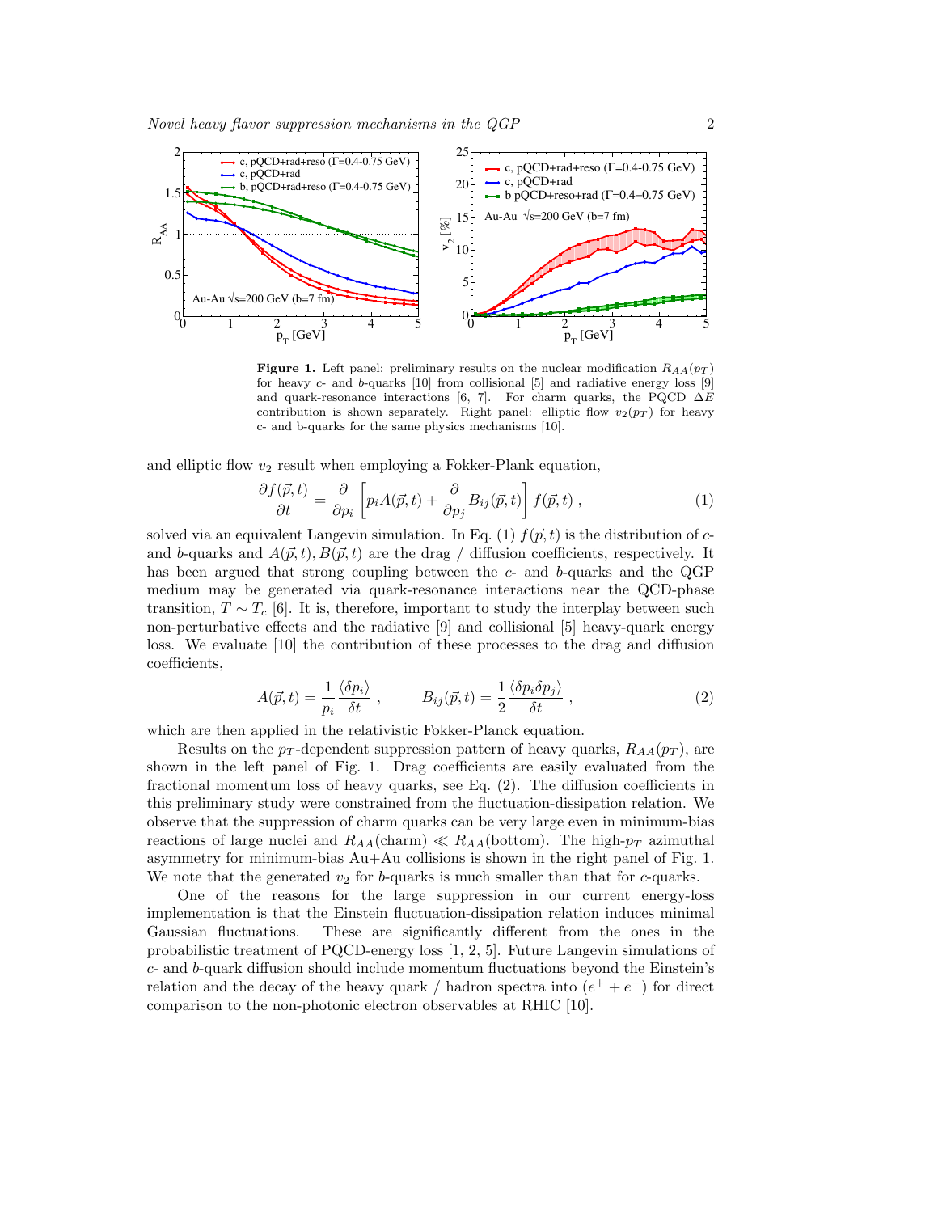**Figure 1.** Left panel: preliminary results on the nuclear modification $R_{AA}(p_T)$ for heavy $c$- and $b$-quarks [10] from collisional [5] and radiative energy loss [9] and quark-resonance interactions [6, 7]. For charm quarks, the PQCD $\Delta E$ contribution is shown separately. Right panel: elliptic flow $v_2(p_T)$ for heavy c- and b-quarks for the same physics mechanisms [10].

and elliptic flow $v_2$ result when employing a Fokker-Plank equation,

$$\frac{\partial f(\vec{p},t)}{\partial t} = \frac{\partial}{\partial p_i}\left[p_i A(\vec{p},t) + \frac{\partial}{\partial p_j} B_{ij}(\vec{p},t)\right] f(\vec{p},t) \;, \tag{1}$$

solved via an equivalent Langevin simulation. In Eq. (1) $f(\vec{p},t)$ is the distribution of $c$- and $b$-quarks and $A(\vec{p},t), B(\vec{p},t)$ are the drag / diffusion coefficients, respectively. It has been argued that strong coupling between the $c$- and $b$-quarks and the QGP medium may be generated via quark-resonance interactions near the QCD-phase transition, $T \sim T_c$ [6]. It is, therefore, important to study the interplay between such non-perturbative effects and the radiative [9] and collisional [5] heavy-quark energy loss. We evaluate [10] the contribution of these processes to the drag and diffusion coefficients,

$$A(\vec{p},t) = \frac{1}{p_i}\frac{\langle \delta p_i \rangle}{\delta t} \;, \qquad B_{ij}(\vec{p},t) = \frac{1}{2}\frac{\langle \delta p_i \delta p_j \rangle}{\delta t} \;, \tag{2}$$

which are then applied in the relativistic Fokker-Planck equation.

Results on the $p_T$-dependent suppression pattern of heavy quarks, $R_{AA}(p_T)$, are shown in the left panel of Fig. 1. Drag coefficients are easily evaluated from the fractional momentum loss of heavy quarks, see Eq. (2). The diffusion coefficients in this preliminary study were constrained from the fluctuation-dissipation relation. We observe that the suppression of charm quarks can be very large even in minimum-bias reactions of large nuclei and $R_{AA}(\text{charm}) \ll R_{AA}(\text{bottom})$. The high-$p_T$ azimuthal asymmetry for minimum-bias Au+Au collisions is shown in the right panel of Fig. 1. We note that the generated $v_2$ for $b$-quarks is much smaller than that for $c$-quarks.

One of the reasons for the large suppression in our current energy-loss implementation is that the Einstein fluctuation-dissipation relation induces minimal Gaussian fluctuations. These are significantly different from the ones in the probabilistic treatment of PQCD-energy loss [1, 2, 5]. Future Langevin simulations of $c$- and $b$-quark diffusion should include momentum fluctuations beyond the Einstein's relation and the decay of the heavy quark / hadron spectra into $(e^+ + e^-)$ for direct comparison to the non-photonic electron observables at RHIC [10].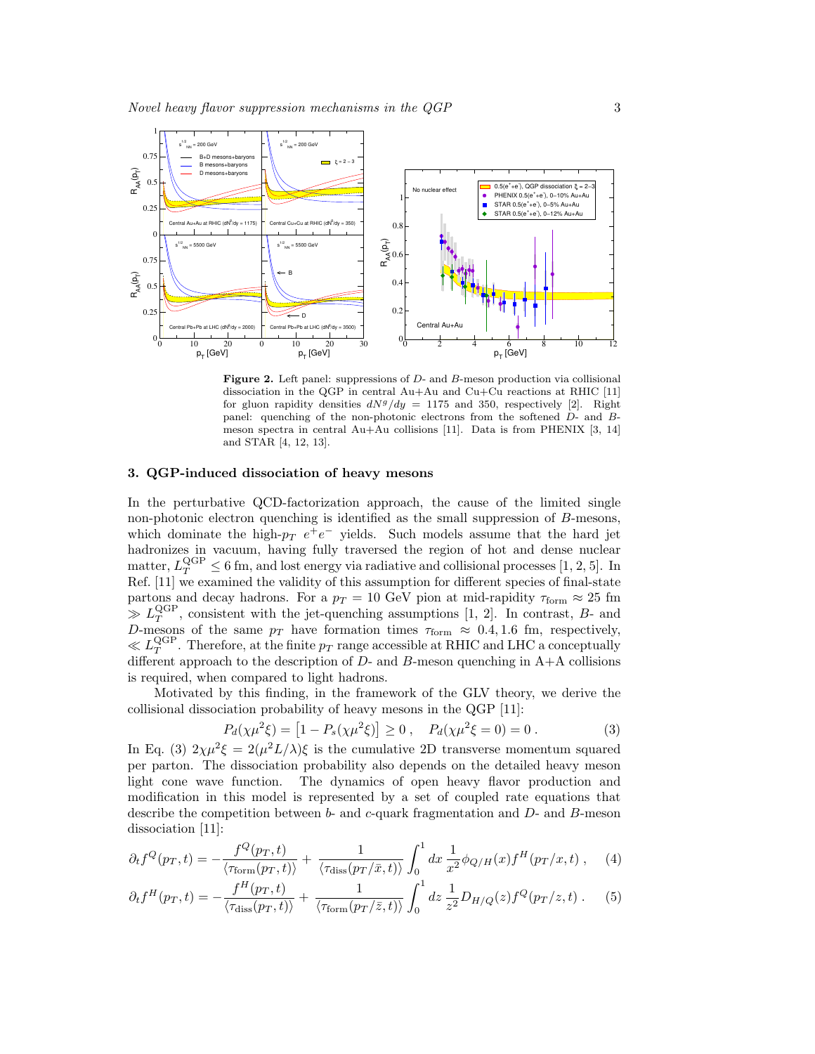**Figure 2.** Left panel: suppressions of $D$- and $B$-meson production via collisional dissociation in the QGP in central Au+Au and Cu+Cu reactions at RHIC [11] for gluon rapidity densities $dN^g/dy = 1175$ and 350, respectively [2]. Right panel: quenching of the non-photonic electrons from the softened $D$- and $B$-meson spectra in central Au+Au collisions [11]. Data is from PHENIX [3, 14] and STAR [4, 12, 13].

## 3. QGP-induced dissociation of heavy mesons

In the perturbative QCD-factorization approach, the cause of the limited single non-photonic electron quenching is identified as the small suppression of $B$-mesons, which dominate the high-$p_T$ $e^+e^-$ yields. Such models assume that the hard jet hadronizes in vacuum, having fully traversed the region of hot and dense nuclear matter, $L_T^{\rm QGP} \leq 6$ fm, and lost energy via radiative and collisional processes [1, 2, 5]. In Ref. [11] we examined the validity of this assumption for different species of final-state partons and decay hadrons. For a $p_T = 10$ GeV pion at mid-rapidity $\tau_{\rm form} \approx 25$ fm $\gg L_T^{\rm QGP}$, consistent with the jet-quenching assumptions [1, 2]. In contrast, $B$- and $D$-mesons of the same $p_T$ have formation times $\tau_{\rm form} \approx 0.4, 1.6$ fm, respectively, $\ll L_T^{\rm QGP}$. Therefore, at the finite $p_T$ range accessible at RHIC and LHC a conceptually different approach to the description of $D$- and $B$-meson quenching in A+A collisions is required, when compared to light hadrons.

Motivated by this finding, in the framework of the GLV theory, we derive the collisional dissociation probability of heavy mesons in the QGP [11]:

$$P_d(\chi\mu^2\xi) = \left[1 - P_s(\chi\mu^2\xi)\right] \geq 0 \,, \quad P_d(\chi\mu^2\xi = 0) = 0 \,. \tag{3}$$

In Eq. (3) $2\chi\mu^2\xi = 2(\mu^2 L/\lambda)\xi$ is the cumulative 2D transverse momentum squared per parton. The dissociation probability also depends on the detailed heavy meson light cone wave function. The dynamics of open heavy flavor production and modification in this model is represented by a set of coupled rate equations that describe the competition between $b$- and $c$-quark fragmentation and $D$- and $B$-meson dissociation [11]:

$$\partial_t f^Q(p_T,t) = -\frac{f^Q(p_T,t)}{\langle \tau_{\rm form}(p_T,t)\rangle} + \frac{1}{\langle \tau_{\rm diss}(p_T/\bar{x},t)\rangle} \int_0^1 dx\, \frac{1}{x^2} \phi_{Q/H}(x) f^H(p_T/x,t) \,, \tag{4}$$

$$\partial_t f^H(p_T,t) = -\frac{f^H(p_T,t)}{\langle \tau_{\rm diss}(p_T,t)\rangle} + \frac{1}{\langle \tau_{\rm form}(p_T/\bar{z},t)\rangle} \int_0^1 dz\, \frac{1}{z^2} D_{H/Q}(z) f^Q(p_T/z,t) \,. \tag{5}$$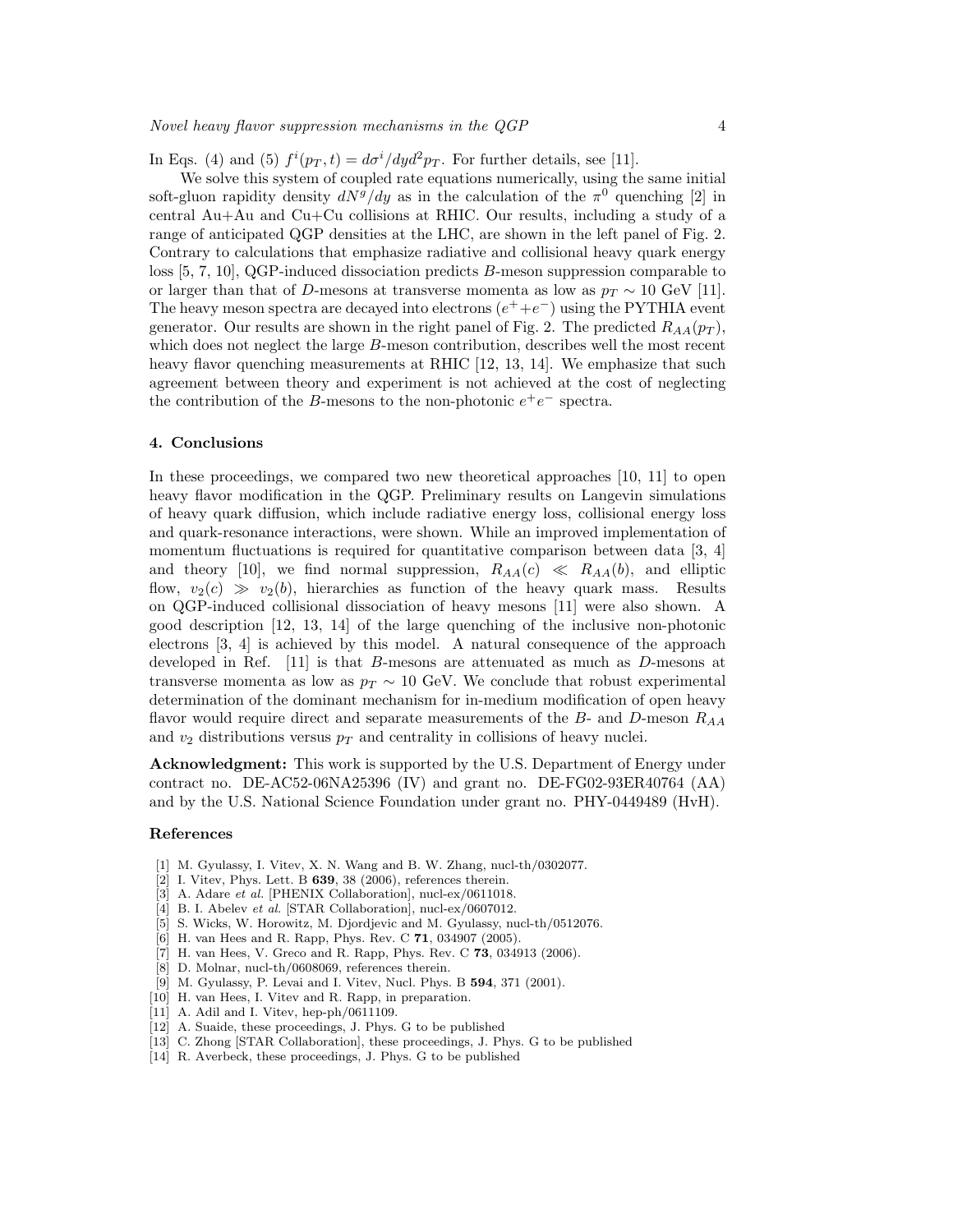In Eqs. (4) and (5) $f^i(p_T, t) = d\sigma^i/dyd^2p_T$. For further details, see [11].

We solve this system of coupled rate equations numerically, using the same initial soft-gluon rapidity density $dN^g/dy$ as in the calculation of the $\pi^0$ quenching [2] in central Au+Au and Cu+Cu collisions at RHIC. Our results, including a study of a range of anticipated QGP densities at the LHC, are shown in the left panel of Fig. 2. Contrary to calculations that emphasize radiative and collisional heavy quark energy loss [5, 7, 10], QGP-induced dissociation predicts $B$-meson suppression comparable to or larger than that of $D$-mesons at transverse momenta as low as $p_T \sim 10$ GeV [11]. The heavy meson spectra are decayed into electrons ($e^+ + e^-$) using the PYTHIA event generator. Our results are shown in the right panel of Fig. 2. The predicted $R_{AA}(p_T)$, which does not neglect the large $B$-meson contribution, describes well the most recent heavy flavor quenching measurements at RHIC [12, 13, 14]. We emphasize that such agreement between theory and experiment is not achieved at the cost of neglecting the contribution of the $B$-mesons to the non-photonic $e^+e^-$ spectra.

## 4. Conclusions

In these proceedings, we compared two new theoretical approaches [10, 11] to open heavy flavor modification in the QGP. Preliminary results on Langevin simulations of heavy quark diffusion, which include radiative energy loss, collisional energy loss and quark-resonance interactions, were shown. While an improved implementation of momentum fluctuations is required for quantitative comparison between data [3, 4] and theory [10], we find normal suppression, $R_{AA}(c) \ll R_{AA}(b)$, and elliptic flow, $v_2(c) \gg v_2(b)$, hierarchies as function of the heavy quark mass. Results on QGP-induced collisional dissociation of heavy mesons [11] were also shown. A good description [12, 13, 14] of the large quenching of the inclusive non-photonic electrons [3, 4] is achieved by this model. A natural consequence of the approach developed in Ref. [11] is that $B$-mesons are attenuated as much as $D$-mesons at transverse momenta as low as $p_T \sim 10$ GeV. We conclude that robust experimental determination of the dominant mechanism for in-medium modification of open heavy flavor would require direct and separate measurements of the $B$- and $D$-meson $R_{AA}$ and $v_2$ distributions versus $p_T$ and centrality in collisions of heavy nuclei.

**Acknowledgment:** This work is supported by the U.S. Department of Energy under contract no. DE-AC52-06NA25396 (IV) and grant no. DE-FG02-93ER40764 (AA) and by the U.S. National Science Foundation under grant no. PHY-0449489 (HvH).

## References

[1] M. Gyulassy, I. Vitev, X. N. Wang and B. W. Zhang, nucl-th/0302077.
[2] I. Vitev, Phys. Lett. B **639**, 38 (2006), references therein.
[3] A. Adare *et al.* [PHENIX Collaboration], nucl-ex/0611018.
[4] B. I. Abelev *et al.* [STAR Collaboration], nucl-ex/0607012.
[5] S. Wicks, W. Horowitz, M. Djordjevic and M. Gyulassy, nucl-th/0512076.
[6] H. van Hees and R. Rapp, Phys. Rev. C **71**, 034907 (2005).
[7] H. van Hees, V. Greco and R. Rapp, Phys. Rev. C **73**, 034913 (2006).
[8] D. Molnar, nucl-th/0608069, references therein.
[9] M. Gyulassy, P. Levai and I. Vitev, Nucl. Phys. B **594**, 371 (2001).
[10] H. van Hees, I. Vitev and R. Rapp, in preparation.
[11] A. Adil and I. Vitev, hep-ph/0611109.
[12] A. Suaide, these proceedings, J. Phys. G to be published
[13] C. Zhong [STAR Collaboration], these proceedings, J. Phys. G to be published
[14] R. Averbeck, these proceedings, J. Phys. G to be published